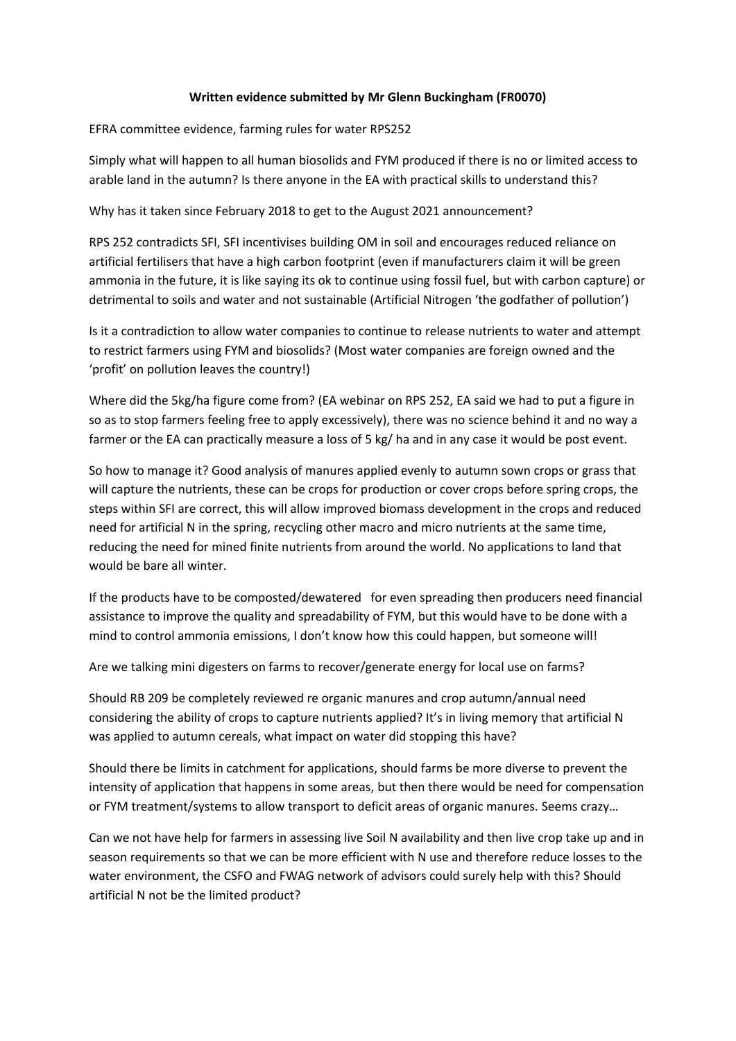**Written evidence submitted by Mr Glenn Buckingham (FR0070)**

EFRA committee evidence, farming rules for water RPS252

Simply what will happen to all human biosolids and FYM produced if there is no or limited access to arable land in the autumn? Is there anyone in the EA with practical skills to understand this?

Why has it taken since February 2018 to get to the August 2021 announcement?

RPS 252 contradicts SFI, SFI incentivises building OM in soil and encourages reduced reliance on artificial fertilisers that have a high carbon footprint (even if manufacturers claim it will be green ammonia in the future, it is like saying its ok to continue using fossil fuel, but with carbon capture) or detrimental to soils and water and not sustainable (Artificial Nitrogen 'the godfather of pollution')

Is it a contradiction to allow water companies to continue to release nutrients to water and attempt to restrict farmers using FYM and biosolids? (Most water companies are foreign owned and the 'profit' on pollution leaves the country!)

Where did the 5kg/ha figure come from? (EA webinar on RPS 252, EA said we had to put a figure in so as to stop farmers feeling free to apply excessively), there was no science behind it and no way a farmer or the EA can practically measure a loss of 5 kg/ ha and in any case it would be post event.

So how to manage it? Good analysis of manures applied evenly to autumn sown crops or grass that will capture the nutrients, these can be crops for production or cover crops before spring crops, the steps within SFI are correct, this will allow improved biomass development in the crops and reduced need for artificial N in the spring, recycling other macro and micro nutrients at the same time, reducing the need for mined finite nutrients from around the world. No applications to land that would be bare all winter.

If the products have to be composted/dewatered for even spreading then producers need financial assistance to improve the quality and spreadability of FYM, but this would have to be done with a mind to control ammonia emissions, I don't know how this could happen, but someone will!

Are we talking mini digesters on farms to recover/generate energy for local use on farms?

Should RB 209 be completely reviewed re organic manures and crop autumn/annual need considering the ability of crops to capture nutrients applied? It's in living memory that artificial N was applied to autumn cereals, what impact on water did stopping this have?

Should there be limits in catchment for applications, should farms be more diverse to prevent the intensity of application that happens in some areas, but then there would be need for compensation or FYM treatment/systems to allow transport to deficit areas of organic manures. Seems crazy…

Can we not have help for farmers in assessing live Soil N availability and then live crop take up and in season requirements so that we can be more efficient with N use and therefore reduce losses to the water environment, the CSFO and FWAG network of advisors could surely help with this? Should artificial N not be the limited product?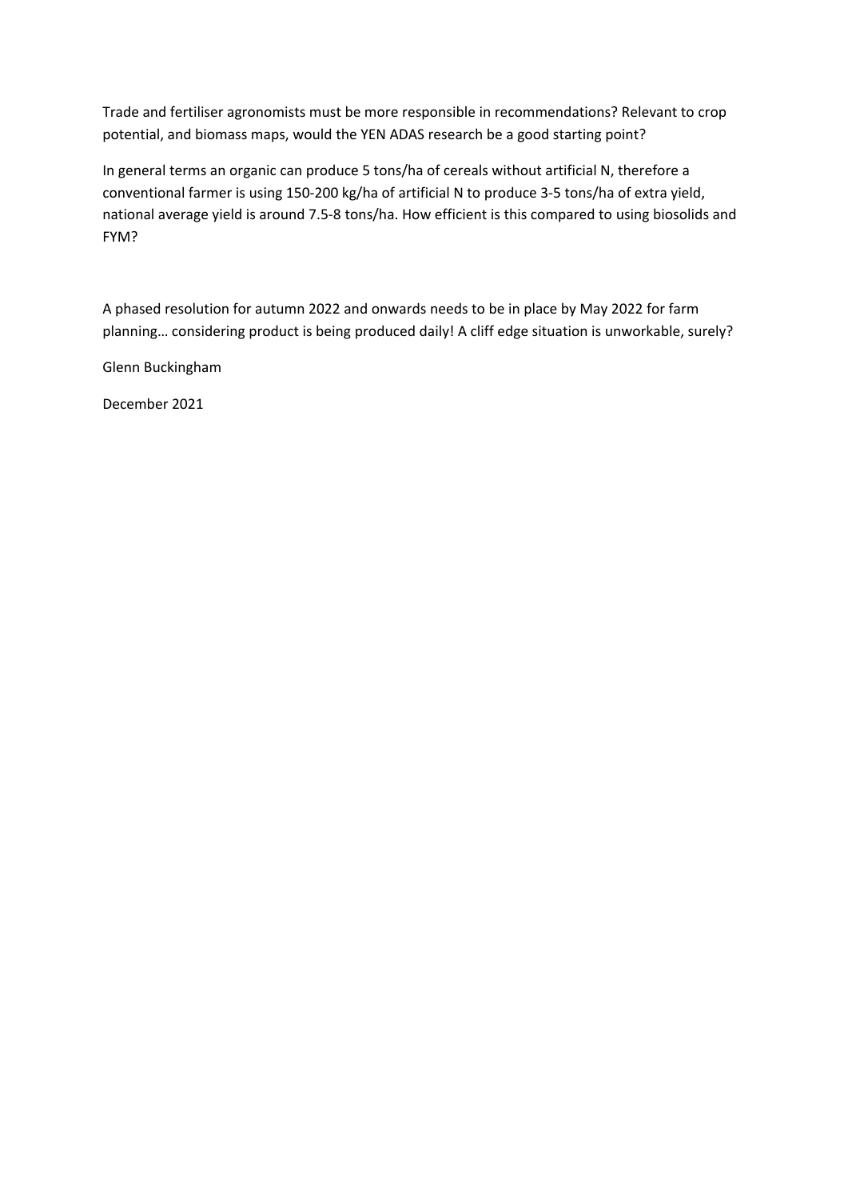Trade and fertiliser agronomists must be more responsible in recommendations? Relevant to crop potential, and biomass maps, would the YEN ADAS research be a good starting point?

In general terms an organic can produce 5 tons/ha of cereals without artificial N, therefore a conventional farmer is using 150-200 kg/ha of artificial N to produce 3-5 tons/ha of extra yield, national average yield is around 7.5-8 tons/ha. How efficient is this compared to using biosolids and FYM?

A phased resolution for autumn 2022 and onwards needs to be in place by May 2022 for farm planning… considering product is being produced daily! A cliff edge situation is unworkable, surely?

Glenn Buckingham

December 2021